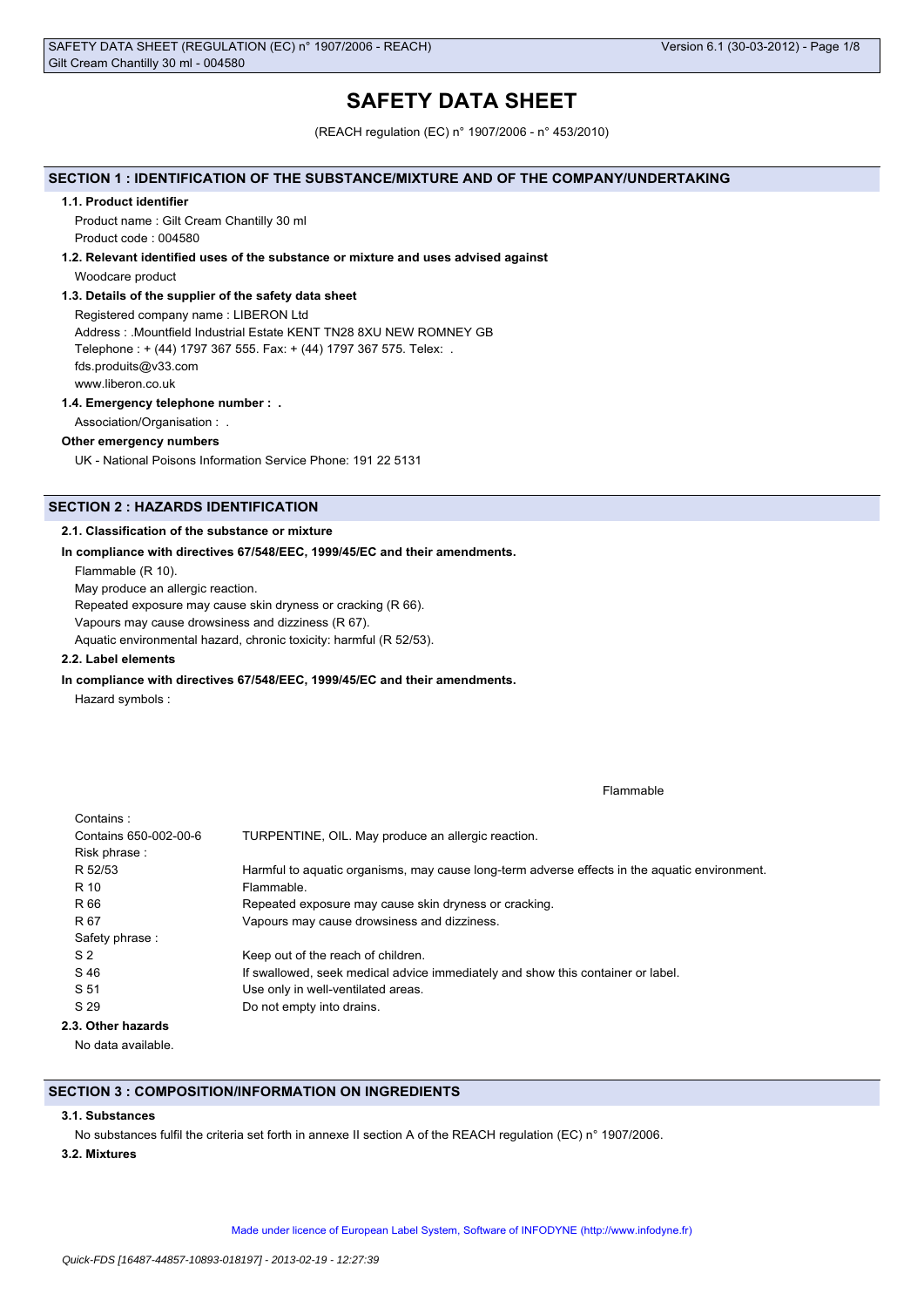# SAFETY DATA SHEET

(REACH regulation (EC) n° 1907/2006 - n° 453/2010)

## SECTION 1 : IDENTIFICATION OF THE SUBSTANCE/MIXTURE AND OF THE COMPANY/UNDERTAKING

### 1.1. Product identifier

Product name : Gilt Cream Chantilly 30 ml

Product code : 004580

### 1.2. Relevant identified uses of the substance or mixture and uses advised against

Woodcare product

### 1.3. Details of the supplier of the safety data sheet

Registered company name : LIBERON Ltd

Address : .Mountfield Industrial Estate KENT TN28 8XU NEW ROMNEY GB

Telephone : + (44) 1797 367 555. Fax: + (44) 1797 367 575. Telex: .

fds.produits@v33.com

www.liberon.co.uk

### 1.4. Emergency telephone number : .

Association/Organisation : .

**Other emergency numbers**

UK - National Poisons Information Service Phone: 191 22 5131

## SECTION 2 : HAZARDS IDENTIFICATION

### 2.1. Classification of the substance or mixture

**In compliance with directives 67/548/EEC, 1999/45/EC and their amendments.**

Flammable (R 10).

May produce an allergic reaction.

Repeated exposure may cause skin dryness or cracking (R 66).

Vapours may cause drowsiness and dizziness (R 67).

Aquatic environmental hazard, chronic toxicity: harmful (R 52/53).

### 2.2. Label elements

**In compliance with directives 67/548/EEC, 1999/45/EC and their amendments.**

Hazard symbols :

Flammable

| | |
|---|---|
| Contains : | |
| Contains 650-002-00-6 | TURPENTINE, OIL. May produce an allergic reaction. |
| Risk phrase : | |
| R 52/53 | Harmful to aquatic organisms, may cause long-term adverse effects in the aquatic environment. |
| R 10 | Flammable. |
| R 66 | Repeated exposure may cause skin dryness or cracking. |
| R 67 | Vapours may cause drowsiness and dizziness. |
| Safety phrase : | |
| S 2 | Keep out of the reach of children. |
| S 46 | If swallowed, seek medical advice immediately and show this container or label. |
| S 51 | Use only in well-ventilated areas. |
| S 29 | Do not empty into drains. |

### 2.3. Other hazards

No data available.

## SECTION 3 : COMPOSITION/INFORMATION ON INGREDIENTS

### 3.1. Substances

No substances fulfil the criteria set forth in annexe II section A of the REACH regulation (EC) n° 1907/2006.

### 3.2. Mixtures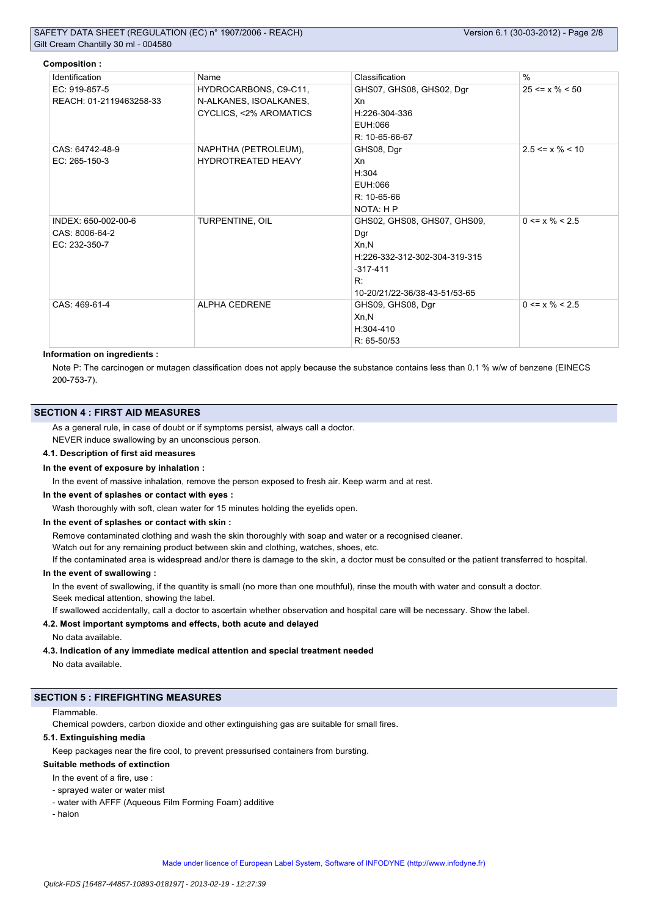**Composition :**

| Identification | Name | Classification | % |
|---|---|---|---|
| EC: 919-857-5<br>REACH: 01-2119463258-33 | HYDROCARBONS, C9-C11, N-ALKANES, ISOALKANES, CYCLICS, <2% AROMATICS | GHS07, GHS08, GHS02, Dgr<br>Xn<br>H:226-304-336<br>EUH:066<br>R: 10-65-66-67 | 25 <= x % < 50 |
| CAS: 64742-48-9<br>EC: 265-150-3 | NAPHTHA (PETROLEUM), HYDROTREATED HEAVY | GHS08, Dgr<br>Xn<br>H:304<br>EUH:066<br>R: 10-65-66<br>NOTA: H P | 2.5 <= x % < 10 |
| INDEX: 650-002-00-6<br>CAS: 8006-64-2<br>EC: 232-350-7 | TURPENTINE, OIL | GHS02, GHS08, GHS07, GHS09, Dgr<br>Xn,N<br>H:226-332-312-302-304-319-315-317-411<br>R: 10-20/21/22-36/38-43-51/53-65 | 0 <= x % < 2.5 |
| CAS: 469-61-4 | ALPHA CEDRENE | GHS09, GHS08, Dgr<br>Xn,N<br>H:304-410<br>R: 65-50/53 | 0 <= x % < 2.5 |

**Information on ingredients :**

Note P: The carcinogen or mutagen classification does not apply because the substance contains less than 0.1 % w/w of benzene (EINECS 200-753-7).

## SECTION 4 : FIRST AID MEASURES

As a general rule, in case of doubt or if symptoms persist, always call a doctor.
NEVER induce swallowing by an unconscious person.

### 4.1. Description of first aid measures

**In the event of exposure by inhalation :**

In the event of massive inhalation, remove the person exposed to fresh air. Keep warm and at rest.

**In the event of splashes or contact with eyes :**

Wash thoroughly with soft, clean water for 15 minutes holding the eyelids open.

**In the event of splashes or contact with skin :**

Remove contaminated clothing and wash the skin thoroughly with soap and water or a recognised cleaner.
Watch out for any remaining product between skin and clothing, watches, shoes, etc.
If the contaminated area is widespread and/or there is damage to the skin, a doctor must be consulted or the patient transferred to hospital.

**In the event of swallowing :**

In the event of swallowing, if the quantity is small (no more than one mouthful), rinse the mouth with water and consult a doctor.
Seek medical attention, showing the label.
If swallowed accidentally, call a doctor to ascertain whether observation and hospital care will be necessary. Show the label.

### 4.2. Most important symptoms and effects, both acute and delayed

No data available.

### 4.3. Indication of any immediate medical attention and special treatment needed

No data available.

## SECTION 5 : FIREFIGHTING MEASURES

Flammable.
Chemical powders, carbon dioxide and other extinguishing gas are suitable for small fires.

### 5.1. Extinguishing media

Keep packages near the fire cool, to prevent pressurised containers from bursting.

**Suitable methods of extinction**

In the event of a fire, use :

- sprayed water or water mist
- water with AFFF (Aqueous Film Forming Foam) additive
- halon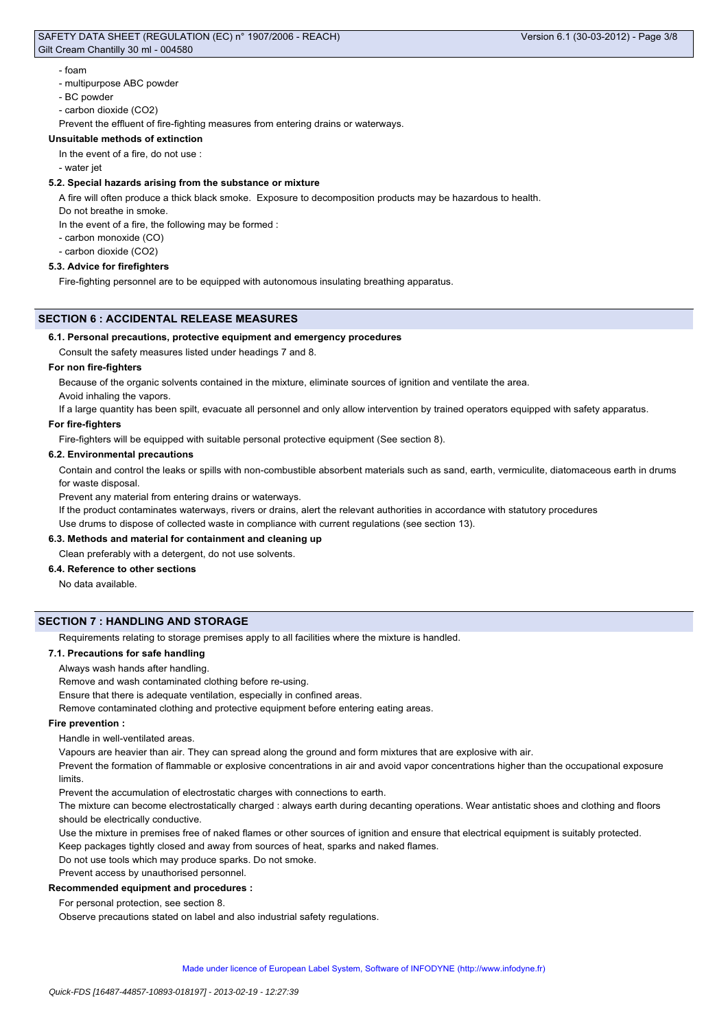- foam
- multipurpose ABC powder
- BC powder
- carbon dioxide ($CO_2$)

Prevent the effluent of fire-fighting measures from entering drains or waterways.

**Unsuitable methods of extinction**

In the event of a fire, do not use :

- water jet

#### 5.2. Special hazards arising from the substance or mixture

A fire will often produce a thick black smoke. Exposure to decomposition products may be hazardous to health.

Do not breathe in smoke.

In the event of a fire, the following may be formed :

- carbon monoxide (CO)
- carbon dioxide ($CO_2$)

#### 5.3. Advice for firefighters

Fire-fighting personnel are to be equipped with autonomous insulating breathing apparatus.

## SECTION 6 : ACCIDENTAL RELEASE MEASURES

#### 6.1. Personal precautions, protective equipment and emergency procedures

Consult the safety measures listed under headings 7 and 8.

**For non fire-fighters**

Because of the organic solvents contained in the mixture, eliminate sources of ignition and ventilate the area.

Avoid inhaling the vapors.

If a large quantity has been spilt, evacuate all personnel and only allow intervention by trained operators equipped with safety apparatus.

**For fire-fighters**

Fire-fighters will be equipped with suitable personal protective equipment (See section 8).

#### 6.2. Environmental precautions

Contain and control the leaks or spills with non-combustible absorbent materials such as sand, earth, vermiculite, diatomaceous earth in drums for waste disposal.

Prevent any material from entering drains or waterways.

If the product contaminates waterways, rivers or drains, alert the relevant authorities in accordance with statutory procedures

Use drums to dispose of collected waste in compliance with current regulations (see section 13).

#### 6.3. Methods and material for containment and cleaning up

Clean preferably with a detergent, do not use solvents.

#### 6.4. Reference to other sections

No data available.

## SECTION 7 : HANDLING AND STORAGE

Requirements relating to storage premises apply to all facilities where the mixture is handled.

#### 7.1. Precautions for safe handling

Always wash hands after handling.

Remove and wash contaminated clothing before re-using.

Ensure that there is adequate ventilation, especially in confined areas.

Remove contaminated clothing and protective equipment before entering eating areas.

**Fire prevention :**

Handle in well-ventilated areas.

Vapours are heavier than air. They can spread along the ground and form mixtures that are explosive with air.

Prevent the formation of flammable or explosive concentrations in air and avoid vapor concentrations higher than the occupational exposure limits.

Prevent the accumulation of electrostatic charges with connections to earth.

The mixture can become electrostatically charged : always earth during decanting operations. Wear antistatic shoes and clothing and floors should be electrically conductive.

Use the mixture in premises free of naked flames or other sources of ignition and ensure that electrical equipment is suitably protected.

Keep packages tightly closed and away from sources of heat, sparks and naked flames.

Do not use tools which may produce sparks. Do not smoke.

Prevent access by unauthorised personnel.

**Recommended equipment and procedures :**

For personal protection, see section 8.

Observe precautions stated on label and also industrial safety regulations.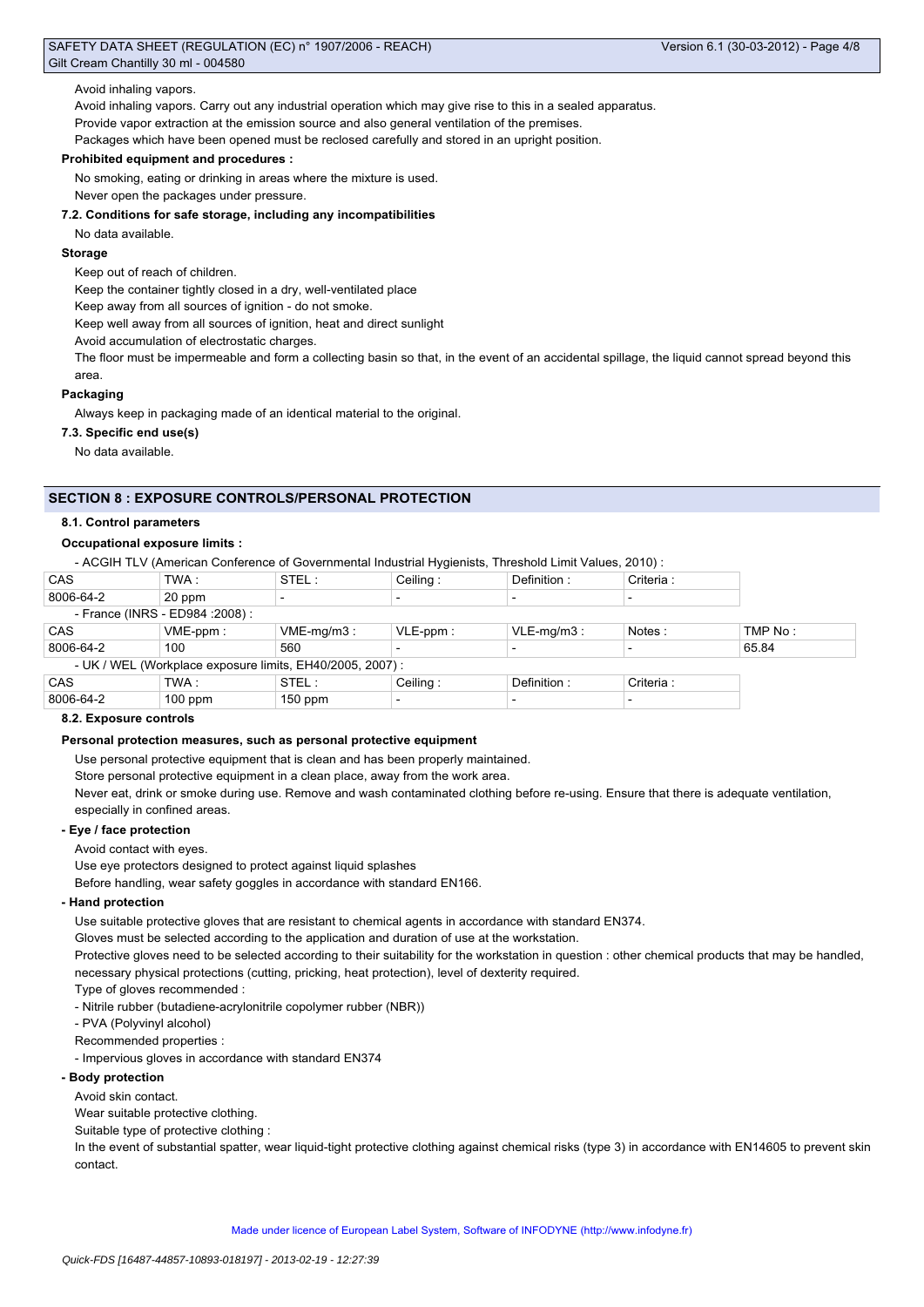Avoid inhaling vapors.

Avoid inhaling vapors. Carry out any industrial operation which may give rise to this in a sealed apparatus.

Provide vapor extraction at the emission source and also general ventilation of the premises.

Packages which have been opened must be reclosed carefully and stored in an upright position.

**Prohibited equipment and procedures :**

No smoking, eating or drinking in areas where the mixture is used.

Never open the packages under pressure.

**7.2. Conditions for safe storage, including any incompatibilities**

No data available.

**Storage**

Keep out of reach of children.

Keep the container tightly closed in a dry, well-ventilated place

Keep away from all sources of ignition - do not smoke.

Keep well away from all sources of ignition, heat and direct sunlight

Avoid accumulation of electrostatic charges.

The floor must be impermeable and form a collecting basin so that, in the event of an accidental spillage, the liquid cannot spread beyond this area.

**Packaging**

Always keep in packaging made of an identical material to the original.

**7.3. Specific end use(s)**

No data available.

## SECTION 8 : EXPOSURE CONTROLS/PERSONAL PROTECTION

**8.1. Control parameters**

**Occupational exposure limits :**

- ACGIH TLV (American Conference of Governmental Industrial Hygienists, Threshold Limit Values, 2010) :

| CAS | TWA : | STEL : | Ceiling : | Definition : | Criteria : |
|---|---|---|---|---|---|
| 8006-64-2 | 20 ppm | - | - | - | - |

- France (INRS - ED984 :2008) :

| CAS | VME-ppm : | VME-mg/m3 : | VLE-ppm : | VLE-mg/m3 : | Notes : | TMP No : |
|---|---|---|---|---|---|---|
| 8006-64-2 | 100 | 560 | - | - | - | 65.84 |

- UK / WEL (Workplace exposure limits, EH40/2005, 2007) :

| CAS | TWA : | STEL : | Ceiling : | Definition : | Criteria : |
|---|---|---|---|---|---|
| 8006-64-2 | 100 ppm | 150 ppm | - | - | - |

**8.2. Exposure controls**

**Personal protection measures, such as personal protective equipment**

Use personal protective equipment that is clean and has been properly maintained.

Store personal protective equipment in a clean place, away from the work area.

Never eat, drink or smoke during use. Remove and wash contaminated clothing before re-using. Ensure that there is adequate ventilation, especially in confined areas.

**- Eye / face protection**

Avoid contact with eyes.

Use eye protectors designed to protect against liquid splashes

Before handling, wear safety goggles in accordance with standard EN166.

**- Hand protection**

Use suitable protective gloves that are resistant to chemical agents in accordance with standard EN374.

Gloves must be selected according to the application and duration of use at the workstation.

Protective gloves need to be selected according to their suitability for the workstation in question : other chemical products that may be handled, necessary physical protections (cutting, pricking, heat protection), level of dexterity required.

Type of gloves recommended :

- Nitrile rubber (butadiene-acrylonitrile copolymer rubber (NBR))
- PVA (Polyvinyl alcohol)

Recommended properties :

- Impervious gloves in accordance with standard EN374

**- Body protection**

Avoid skin contact.

Wear suitable protective clothing.

Suitable type of protective clothing :

In the event of substantial spatter, wear liquid-tight protective clothing against chemical risks (type 3) in accordance with EN14605 to prevent skin contact.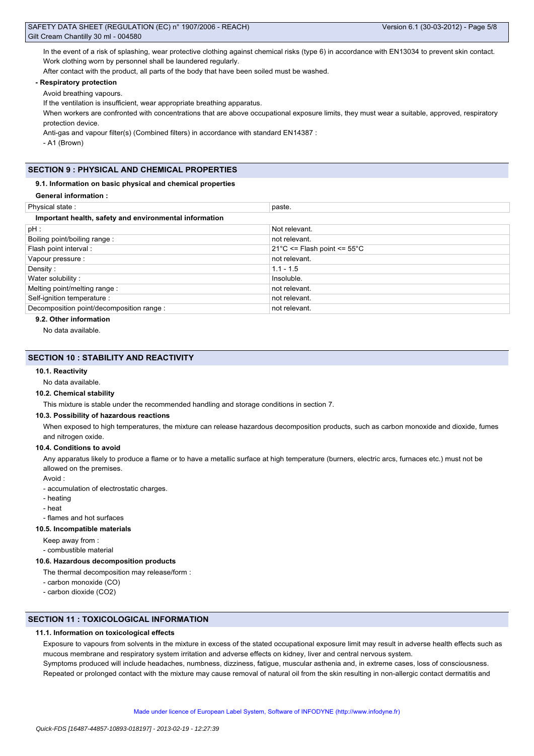In the event of a risk of splashing, wear protective clothing against chemical risks (type 6) in accordance with EN13034 to prevent skin contact.
Work clothing worn by personnel shall be laundered regularly.
After contact with the product, all parts of the body that have been soiled must be washed.

**- Respiratory protection**

Avoid breathing vapours.
If the ventilation is insufficient, wear appropriate breathing apparatus.
When workers are confronted with concentrations that are above occupational exposure limits, they must wear a suitable, approved, respiratory protection device.
Anti-gas and vapour filter(s) (Combined filters) in accordance with standard EN14387 :
- A1 (Brown)

## SECTION 9 : PHYSICAL AND CHEMICAL PROPERTIES

### 9.1. Information on basic physical and chemical properties

**General information :**

| | |
|---|---|
| Physical state : | paste. |

**Important health, safety and environmental information**

| | |
|---|---|
| pH : | Not relevant. |
| Boiling point/boiling range : | not relevant. |
| Flash point interval : | 21°C <= Flash point <= 55°C |
| Vapour pressure : | not relevant. |
| Density : | 1.1 - 1.5 |
| Water solubility : | Insoluble. |
| Melting point/melting range : | not relevant. |
| Self-ignition temperature : | not relevant. |
| Decomposition point/decomposition range : | not relevant. |

### 9.2. Other information

No data available.

## SECTION 10 : STABILITY AND REACTIVITY

### 10.1. Reactivity

No data available.

### 10.2. Chemical stability

This mixture is stable under the recommended handling and storage conditions in section 7.

### 10.3. Possibility of hazardous reactions

When exposed to high temperatures, the mixture can release hazardous decomposition products, such as carbon monoxide and dioxide, fumes and nitrogen oxide.

### 10.4. Conditions to avoid

Any apparatus likely to produce a flame or to have a metallic surface at high temperature (burners, electric arcs, furnaces etc.) must not be allowed on the premises.

Avoid :
- accumulation of electrostatic charges.
- heating
- heat
- flames and hot surfaces

### 10.5. Incompatible materials

Keep away from :
- combustible material

### 10.6. Hazardous decomposition products

The thermal decomposition may release/form :
- carbon monoxide (CO)
- carbon dioxide ($CO_2$)

## SECTION 11 : TOXICOLOGICAL INFORMATION

### 11.1. Information on toxicological effects

Exposure to vapours from solvents in the mixture in excess of the stated occupational exposure limit may result in adverse health effects such as mucous membrane and respiratory system irritation and adverse effects on kidney, liver and central nervous system.
Symptoms produced will include headaches, numbness, dizziness, fatigue, muscular asthenia and, in extreme cases, loss of consciousness.
Repeated or prolonged contact with the mixture may cause removal of natural oil from the skin resulting in non-allergic contact dermatitis and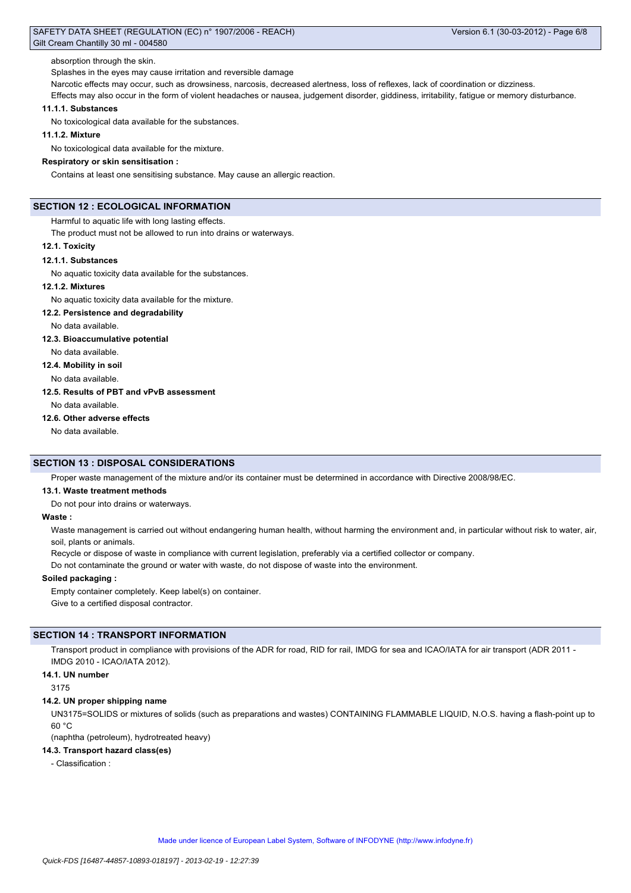absorption through the skin.

Splashes in the eyes may cause irritation and reversible damage

Narcotic effects may occur, such as drowsiness, narcosis, decreased alertness, loss of reflexes, lack of coordination or dizziness.

Effects may also occur in the form of violent headaches or nausea, judgement disorder, giddiness, irritability, fatigue or memory disturbance.

#### 11.1.1. Substances

No toxicological data available for the substances.

#### 11.1.2. Mixture

No toxicological data available for the mixture.

**Respiratory or skin sensitisation :**

Contains at least one sensitising substance. May cause an allergic reaction.

## SECTION 12 : ECOLOGICAL INFORMATION

Harmful to aquatic life with long lasting effects.

The product must not be allowed to run into drains or waterways.

### 12.1. Toxicity

#### 12.1.1. Substances

No aquatic toxicity data available for the substances.

#### 12.1.2. Mixtures

No aquatic toxicity data available for the mixture.

### 12.2. Persistence and degradability

No data available.

### 12.3. Bioaccumulative potential

No data available.

### 12.4. Mobility in soil

No data available.

### 12.5. Results of PBT and vPvB assessment

No data available.

### 12.6. Other adverse effects

No data available.

## SECTION 13 : DISPOSAL CONSIDERATIONS

Proper waste management of the mixture and/or its container must be determined in accordance with Directive 2008/98/EC.

### 13.1. Waste treatment methods

Do not pour into drains or waterways.

**Waste :**

Waste management is carried out without endangering human health, without harming the environment and, in particular without risk to water, air, soil, plants or animals.

Recycle or dispose of waste in compliance with current legislation, preferably via a certified collector or company.

Do not contaminate the ground or water with waste, do not dispose of waste into the environment.

**Soiled packaging :**

Empty container completely. Keep label(s) on container.

Give to a certified disposal contractor.

## SECTION 14 : TRANSPORT INFORMATION

Transport product in compliance with provisions of the ADR for road, RID for rail, IMDG for sea and ICAO/IATA for air transport (ADR 2011 - IMDG 2010 - ICAO/IATA 2012).

### 14.1. UN number

3175

### 14.2. UN proper shipping name

UN3175=SOLIDS or mixtures of solids (such as preparations and wastes) CONTAINING FLAMMABLE LIQUID, N.O.S. having a flash-point up to 60 °C

(naphtha (petroleum), hydrotreated heavy)

### 14.3. Transport hazard class(es)

- Classification :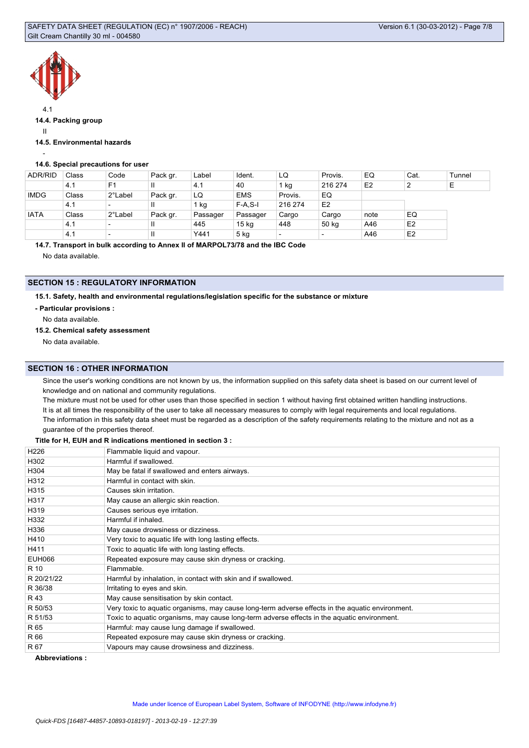4.1

**14.4. Packing group**

II

**14.5. Environmental hazards**

-

**14.6. Special precautions for user**

| ADR/RID | Class | Code | Pack gr. | Label | Ident. | LQ | Provis. | EQ | Cat. | Tunnel |
|---|---|---|---|---|---|---|---|---|---|---|
| | 4.1 | F1 | II | 4.1 | 40 | 1 kg | 216 274 | E2 | 2 | E |
| IMDG | Class | 2°Label | Pack gr. | LQ | EMS | Provis. | EQ | | | |
| | 4.1 | - | II | 1 kg | F-A,S-I | 216 274 | E2 | | | |
| IATA | Class | 2°Label | Pack gr. | Passager | Passager | Cargo | Cargo | note | EQ | |
| | 4.1 | - | II | 445 | 15 kg | 448 | 50 kg | A46 | E2 | |
| | 4.1 | - | II | Y441 | 5 kg | - | - | A46 | E2 | |

**14.7. Transport in bulk according to Annex II of MARPOL73/78 and the IBC Code**

No data available.

## SECTION 15 : REGULATORY INFORMATION

**15.1. Safety, health and environmental regulations/legislation specific for the substance or mixture**

**- Particular provisions :**

No data available.

**15.2. Chemical safety assessment**

No data available.

## SECTION 16 : OTHER INFORMATION

Since the user's working conditions are not known by us, the information supplied on this safety data sheet is based on our current level of knowledge and on national and community regulations.

The mixture must not be used for other uses than those specified in section 1 without having first obtained written handling instructions.

It is at all times the responsibility of the user to take all necessary measures to comply with legal requirements and local regulations.

The information in this safety data sheet must be regarded as a description of the safety requirements relating to the mixture and not as a guarantee of the properties thereof.

**Title for H, EUH and R indications mentioned in section 3 :**

| | |
|---|---|
| H226 | Flammable liquid and vapour. |
| H302 | Harmful if swallowed. |
| H304 | May be fatal if swallowed and enters airways. |
| H312 | Harmful in contact with skin. |
| H315 | Causes skin irritation. |
| H317 | May cause an allergic skin reaction. |
| H319 | Causes serious eye irritation. |
| H332 | Harmful if inhaled. |
| H336 | May cause drowsiness or dizziness. |
| H410 | Very toxic to aquatic life with long lasting effects. |
| H411 | Toxic to aquatic life with long lasting effects. |
| EUH066 | Repeated exposure may cause skin dryness or cracking. |
| R 10 | Flammable. |
| R 20/21/22 | Harmful by inhalation, in contact with skin and if swallowed. |
| R 36/38 | Irritating to eyes and skin. |
| R 43 | May cause sensitisation by skin contact. |
| R 50/53 | Very toxic to aquatic organisms, may cause long-term adverse effects in the aquatic environment. |
| R 51/53 | Toxic to aquatic organisms, may cause long-term adverse effects in the aquatic environment. |
| R 65 | Harmful: may cause lung damage if swallowed. |
| R 66 | Repeated exposure may cause skin dryness or cracking. |
| R 67 | Vapours may cause drowsiness and dizziness. |

**Abbreviations :**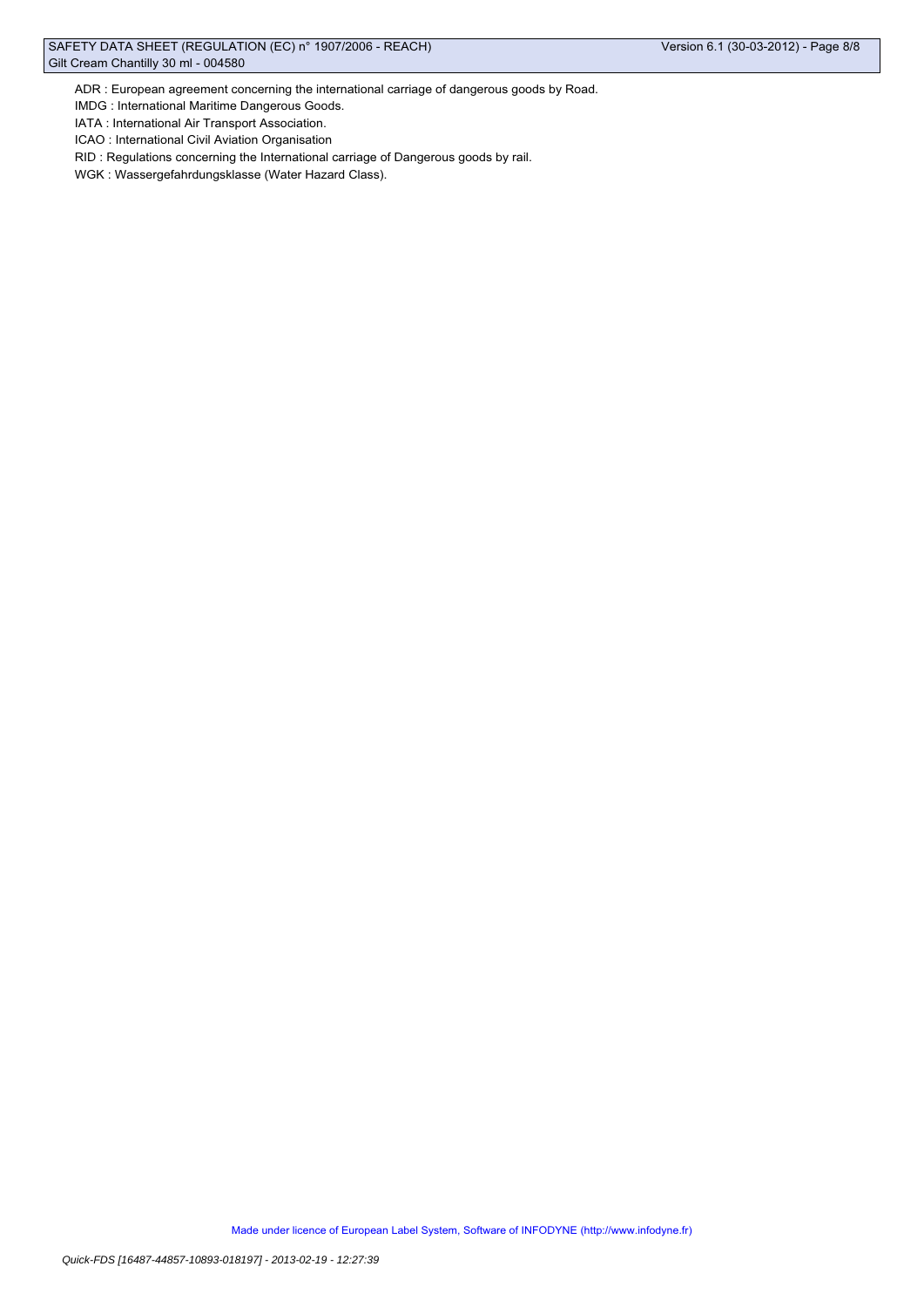ADR : European agreement concerning the international carriage of dangerous goods by Road.

IMDG : International Maritime Dangerous Goods.

IATA : International Air Transport Association.

ICAO : International Civil Aviation Organisation

RID : Regulations concerning the International carriage of Dangerous goods by rail.

WGK : Wassergefahrdungsklasse (Water Hazard Class).